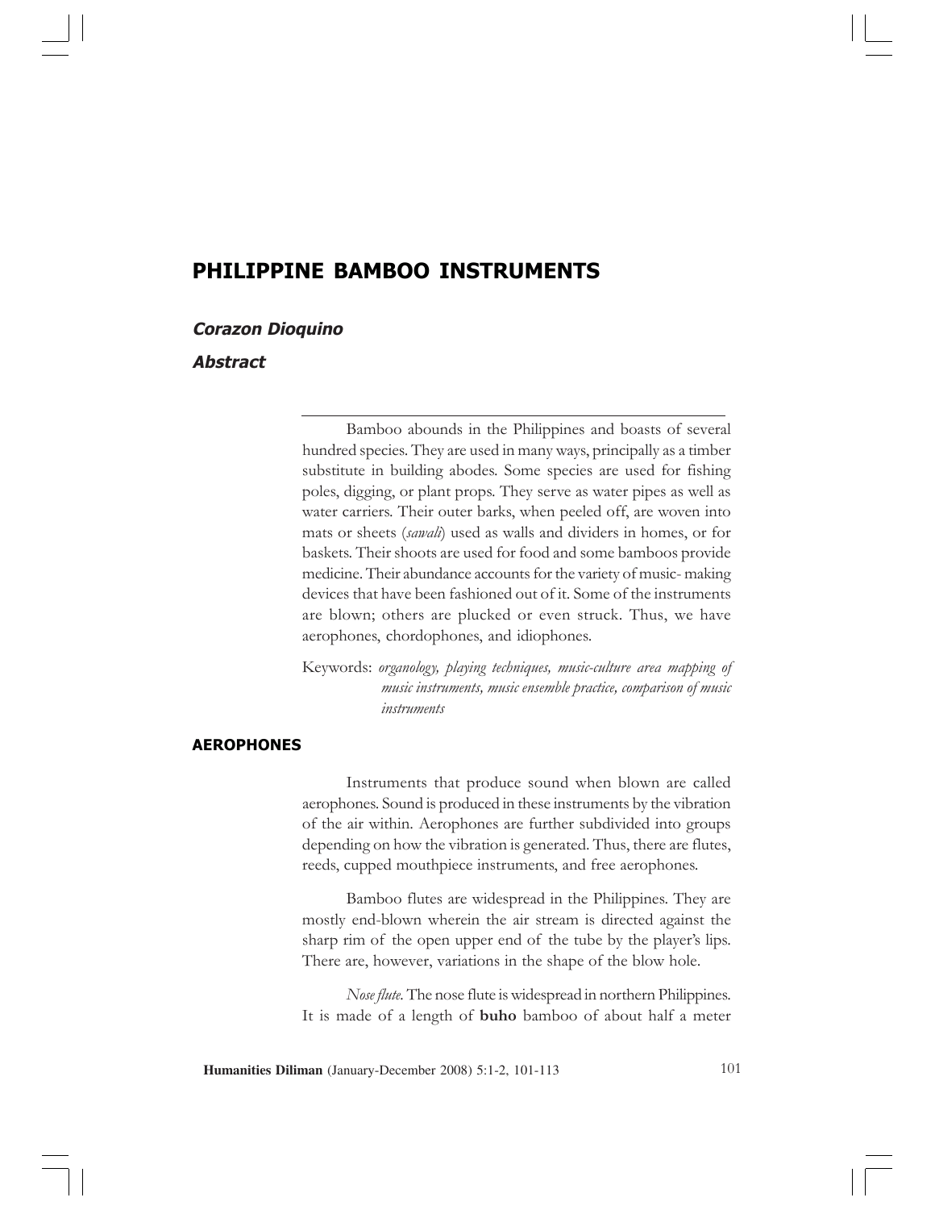# PHILIPPINE BAMBOO INSTRUMENTS

***Corazon Dioquino***

## *Abstract*

Bamboo abounds in the Philippines and boasts of several hundred species. They are used in many ways, principally as a timber substitute in building abodes. Some species are used for fishing poles, digging, or plant props. They serve as water pipes as well as water carriers. Their outer barks, when peeled off, are woven into mats or sheets (*sawali*) used as walls and dividers in homes, or for baskets. Their shoots are used for food and some bamboos provide medicine. Their abundance accounts for the variety of music- making devices that have been fashioned out of it. Some of the instruments are blown; others are plucked or even struck. Thus, we have aerophones, chordophones, and idiophones.

Keywords: *organology, playing techniques, music-culture area mapping of music instruments, music ensemble practice, comparison of music instruments*

## AEROPHONES

Instruments that produce sound when blown are called aerophones. Sound is produced in these instruments by the vibration of the air within. Aerophones are further subdivided into groups depending on how the vibration is generated. Thus, there are flutes, reeds, cupped mouthpiece instruments, and free aerophones.

Bamboo flutes are widespread in the Philippines. They are mostly end-blown wherein the air stream is directed against the sharp rim of the open upper end of the tube by the player's lips. There are, however, variations in the shape of the blow hole.

*Nose flute.* The nose flute is widespread in northern Philippines. It is made of a length of **buho** bamboo of about half a meter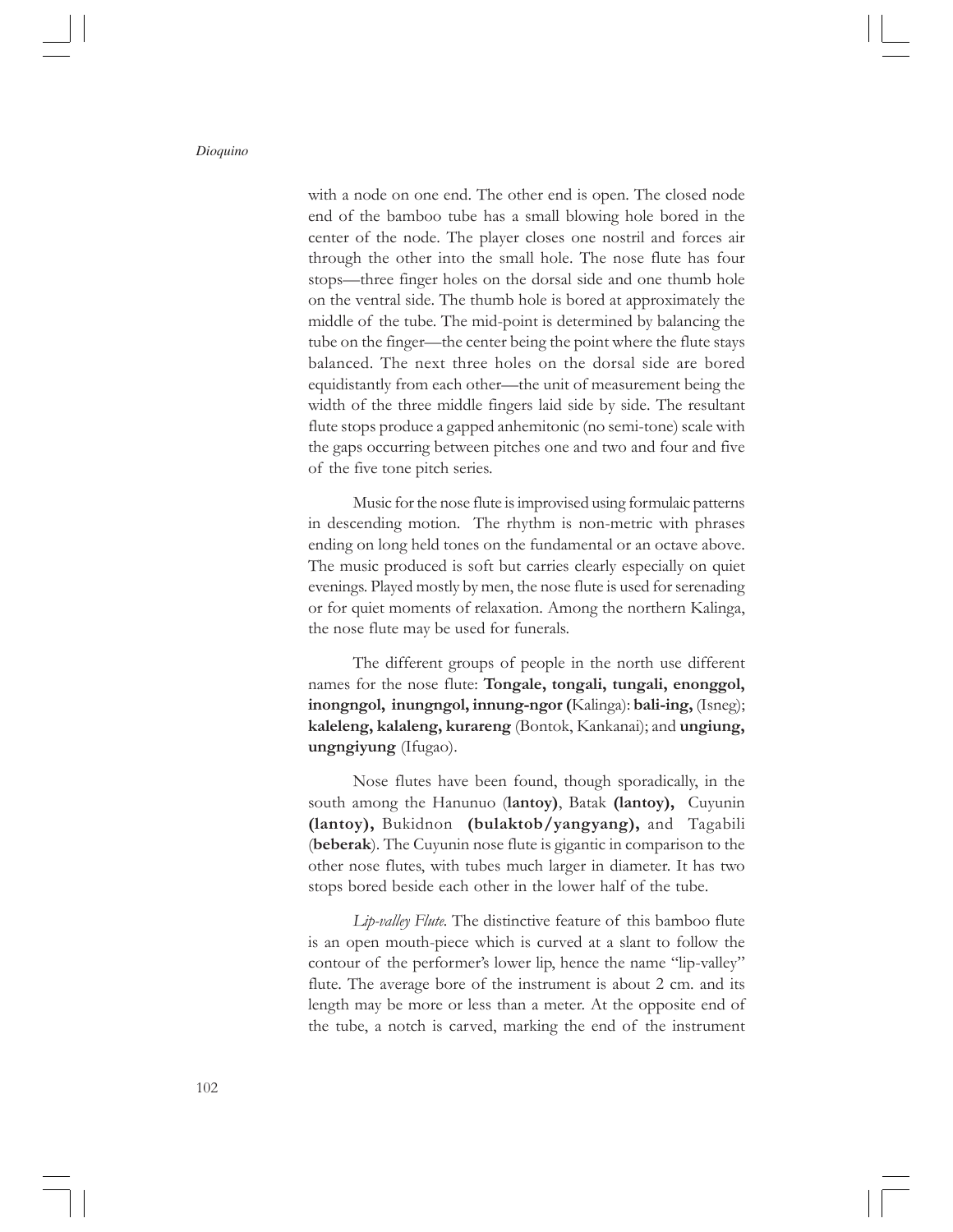with a node on one end. The other end is open. The closed node end of the bamboo tube has a small blowing hole bored in the center of the node. The player closes one nostril and forces air through the other into the small hole. The nose flute has four stops—three finger holes on the dorsal side and one thumb hole on the ventral side. The thumb hole is bored at approximately the middle of the tube. The mid-point is determined by balancing the tube on the finger—the center being the point where the flute stays balanced. The next three holes on the dorsal side are bored equidistantly from each other—the unit of measurement being the width of the three middle fingers laid side by side. The resultant flute stops produce a gapped anhemitonic (no semi-tone) scale with the gaps occurring between pitches one and two and four and five of the five tone pitch series.

Music for the nose flute is improvised using formulaic patterns in descending motion. The rhythm is non-metric with phrases ending on long held tones on the fundamental or an octave above. The music produced is soft but carries clearly especially on quiet evenings. Played mostly by men, the nose flute is used for serenading or for quiet moments of relaxation. Among the northern Kalinga, the nose flute may be used for funerals.

The different groups of people in the north use different names for the nose flute: **Tongale, tongali, tungali, enonggol, inongngol, inungngol, innung-ngor (**Kalinga): **bali-ing,** (Isneg); **kaleleng, kalaleng, kurareng** (Bontok, Kankanai); and **ungiung, ungngiyung** (Ifugao).

Nose flutes have been found, though sporadically, in the south among the Hanunuo (**lantoy)**, Batak **(lantoy),** Cuyunin **(lantoy),** Bukidnon **(bulaktob/yangyang),** and Tagabili (**beberak**). The Cuyunin nose flute is gigantic in comparison to the other nose flutes, with tubes much larger in diameter. It has two stops bored beside each other in the lower half of the tube.

*Lip-valley Flute*. The distinctive feature of this bamboo flute is an open mouth-piece which is curved at a slant to follow the contour of the performer's lower lip, hence the name "lip-valley" flute. The average bore of the instrument is about 2 cm. and its length may be more or less than a meter. At the opposite end of the tube, a notch is carved, marking the end of the instrument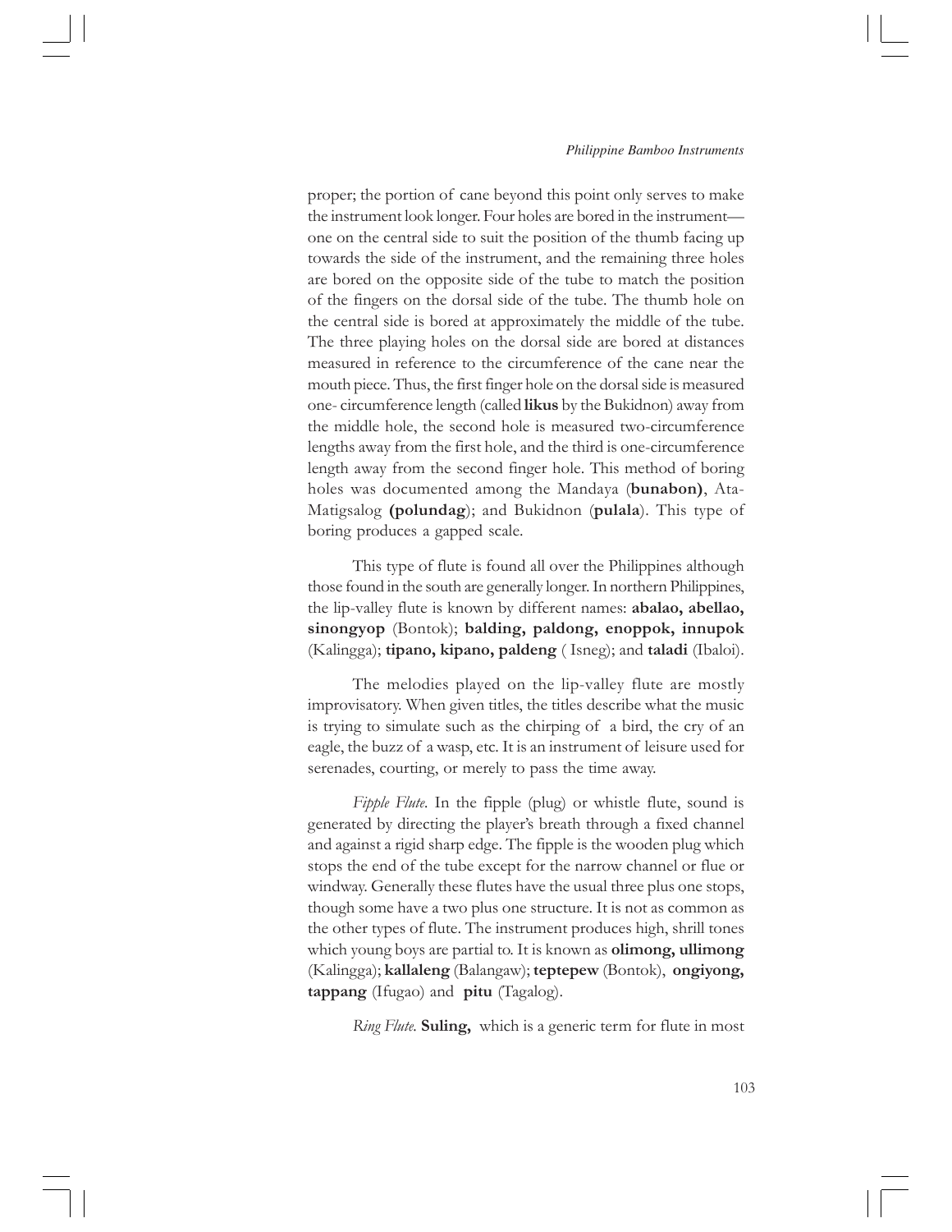proper; the portion of cane beyond this point only serves to make the instrument look longer. Four holes are bored in the instrument—one on the central side to suit the position of the thumb facing up towards the side of the instrument, and the remaining three holes are bored on the opposite side of the tube to match the position of the fingers on the dorsal side of the tube. The thumb hole on the central side is bored at approximately the middle of the tube. The three playing holes on the dorsal side are bored at distances measured in reference to the circumference of the cane near the mouth piece. Thus, the first finger hole on the dorsal side is measured one- circumference length (called **likus** by the Bukidnon) away from the middle hole, the second hole is measured two-circumference lengths away from the first hole, and the third is one-circumference length away from the second finger hole. This method of boring holes was documented among the Mandaya (**bunabon)**, Ata-Matigsalog **(polundag**); and Bukidnon (**pulala**). This type of boring produces a gapped scale.

This type of flute is found all over the Philippines although those found in the south are generally longer. In northern Philippines, the lip-valley flute is known by different names: **abalao, abellao, sinongyop** (Bontok); **balding, paldong, enoppok, innupok** (Kalingga); **tipano, kipano, paldeng** ( Isneg); and **taladi** (Ibaloi).

The melodies played on the lip-valley flute are mostly improvisatory. When given titles, the titles describe what the music is trying to simulate such as the chirping of a bird, the cry of an eagle, the buzz of a wasp, etc. It is an instrument of leisure used for serenades, courting, or merely to pass the time away.

*Fipple Flute*. In the fipple (plug) or whistle flute, sound is generated by directing the player's breath through a fixed channel and against a rigid sharp edge. The fipple is the wooden plug which stops the end of the tube except for the narrow channel or flue or windway. Generally these flutes have the usual three plus one stops, though some have a two plus one structure. It is not as common as the other types of flute. The instrument produces high, shrill tones which young boys are partial to. It is known as **olimong, ullimong** (Kalingga); **kallaleng** (Balangaw); **teptepew** (Bontok), **ongiyong, tappang** (Ifugao) and **pitu** (Tagalog).

*Ring Flute.* **Suling,** which is a generic term for flute in most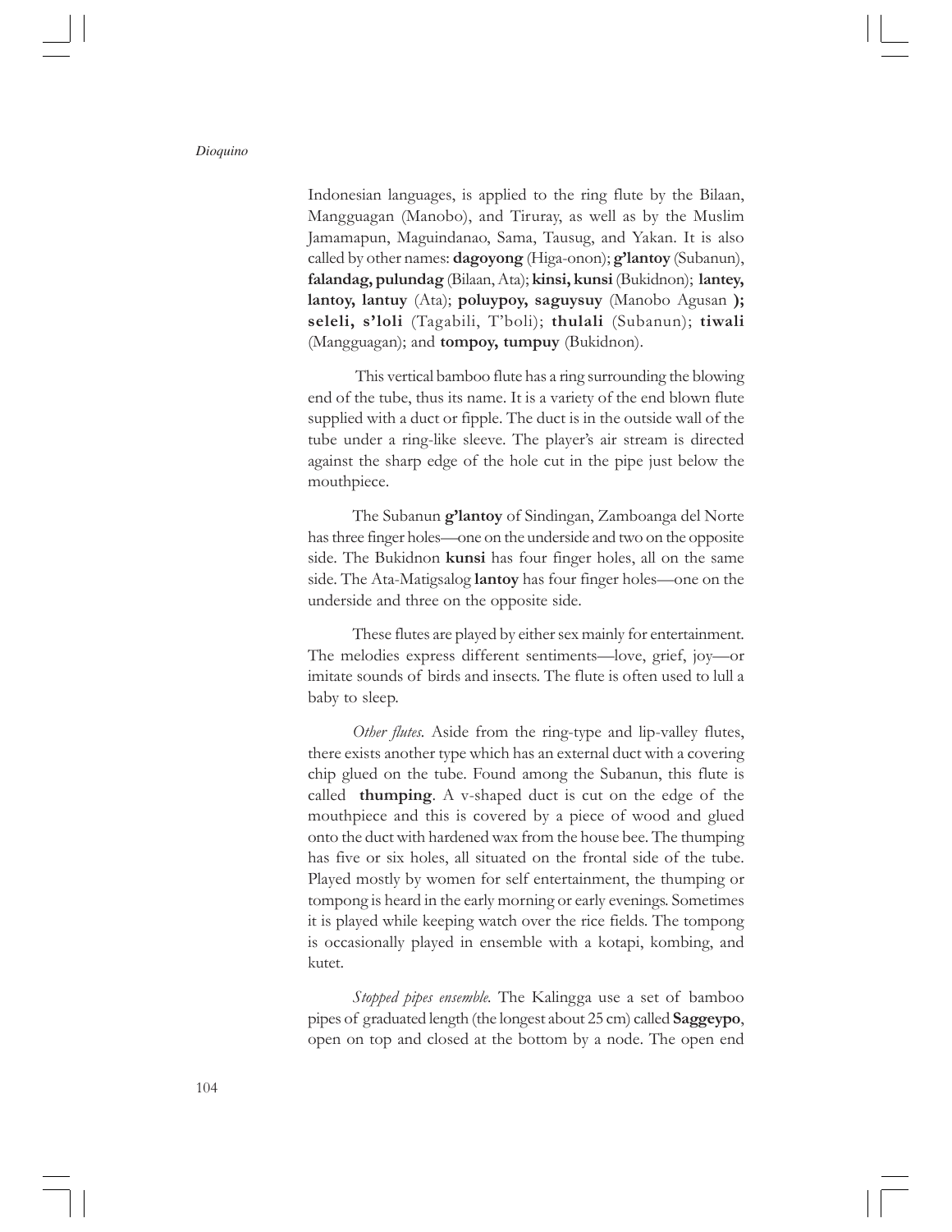Indonesian languages, is applied to the ring flute by the Bilaan, Mangguagan (Manobo), and Tiruray, as well as by the Muslim Jamamapun, Maguindanao, Sama, Tausug, and Yakan. It is also called by other names: **dagoyong** (Higa-onon); **g'lantoy** (Subanun), **falandag, pulundag** (Bilaan, Ata); **kinsi, kunsi** (Bukidnon); **lantey, lantoy, lantuy** (Ata); **poluypoy, saguysuy** (Manobo Agusan **);** **seleli, s'loli** (Tagabili, T'boli); **thulali** (Subanun); **tiwali** (Mangguagan); and **tompoy, tumpuy** (Bukidnon).

This vertical bamboo flute has a ring surrounding the blowing end of the tube, thus its name. It is a variety of the end blown flute supplied with a duct or fipple. The duct is in the outside wall of the tube under a ring-like sleeve. The player's air stream is directed against the sharp edge of the hole cut in the pipe just below the mouthpiece.

The Subanun **g'lantoy** of Sindingan, Zamboanga del Norte has three finger holes—one on the underside and two on the opposite side. The Bukidnon **kunsi** has four finger holes, all on the same side. The Ata-Matigsalog **lantoy** has four finger holes—one on the underside and three on the opposite side.

These flutes are played by either sex mainly for entertainment. The melodies express different sentiments—love, grief, joy—or imitate sounds of birds and insects. The flute is often used to lull a baby to sleep.

*Other flutes.* Aside from the ring-type and lip-valley flutes, there exists another type which has an external duct with a covering chip glued on the tube. Found among the Subanun, this flute is called **thumping**. A v-shaped duct is cut on the edge of the mouthpiece and this is covered by a piece of wood and glued onto the duct with hardened wax from the house bee. The thumping has five or six holes, all situated on the frontal side of the tube. Played mostly by women for self entertainment, the thumping or tompong is heard in the early morning or early evenings. Sometimes it is played while keeping watch over the rice fields. The tompong is occasionally played in ensemble with a kotapi, kombing, and kutet.

*Stopped pipes ensemble.* The Kalingga use a set of bamboo pipes of graduated length (the longest about 25 cm) called **Saggeypo**, open on top and closed at the bottom by a node. The open end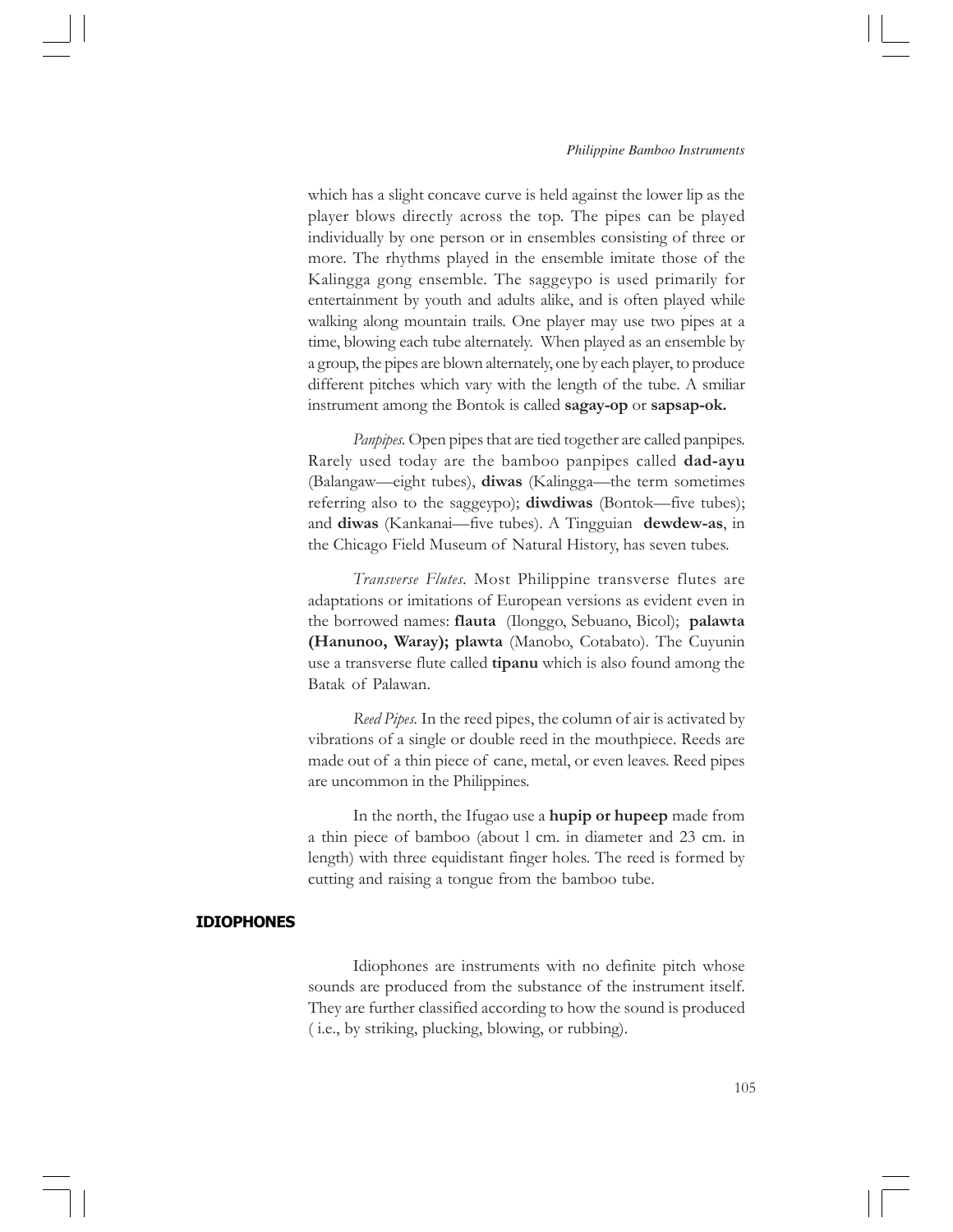which has a slight concave curve is held against the lower lip as the player blows directly across the top. The pipes can be played individually by one person or in ensembles consisting of three or more. The rhythms played in the ensemble imitate those of the Kalingga gong ensemble. The saggeypo is used primarily for entertainment by youth and adults alike, and is often played while walking along mountain trails. One player may use two pipes at a time, blowing each tube alternately. When played as an ensemble by a group, the pipes are blown alternately, one by each player, to produce different pitches which vary with the length of the tube. A smiliar instrument among the Bontok is called **sagay-op** or **sapsap-ok.**

*Panpipes.* Open pipes that are tied together are called panpipes. Rarely used today are the bamboo panpipes called **dad-ayu** (Balangaw—eight tubes), **diwas** (Kalingga—the term sometimes referring also to the saggeypo); **diwdiwas** (Bontok—five tubes); and **diwas** (Kankanai—five tubes). A Tingguian **dewdew-as**, in the Chicago Field Museum of Natural History, has seven tubes.

*Transverse Flutes*. Most Philippine transverse flutes are adaptations or imitations of European versions as evident even in the borrowed names: **flauta** (Ilonggo, Sebuano, Bicol); **palawta (Hanunoo, Waray); plawta** (Manobo, Cotabato). The Cuyunin use a transverse flute called **tipanu** which is also found among the Batak of Palawan.

*Reed Pipes.* In the reed pipes, the column of air is activated by vibrations of a single or double reed in the mouthpiece. Reeds are made out of a thin piece of cane, metal, or even leaves. Reed pipes are uncommon in the Philippines.

In the north, the Ifugao use a **hupip or hupeep** made from a thin piece of bamboo (about l cm. in diameter and 23 cm. in length) with three equidistant finger holes. The reed is formed by cutting and raising a tongue from the bamboo tube.

## IDIOPHONES

Idiophones are instruments with no definite pitch whose sounds are produced from the substance of the instrument itself. They are further classified according to how the sound is produced ( i.e., by striking, plucking, blowing, or rubbing).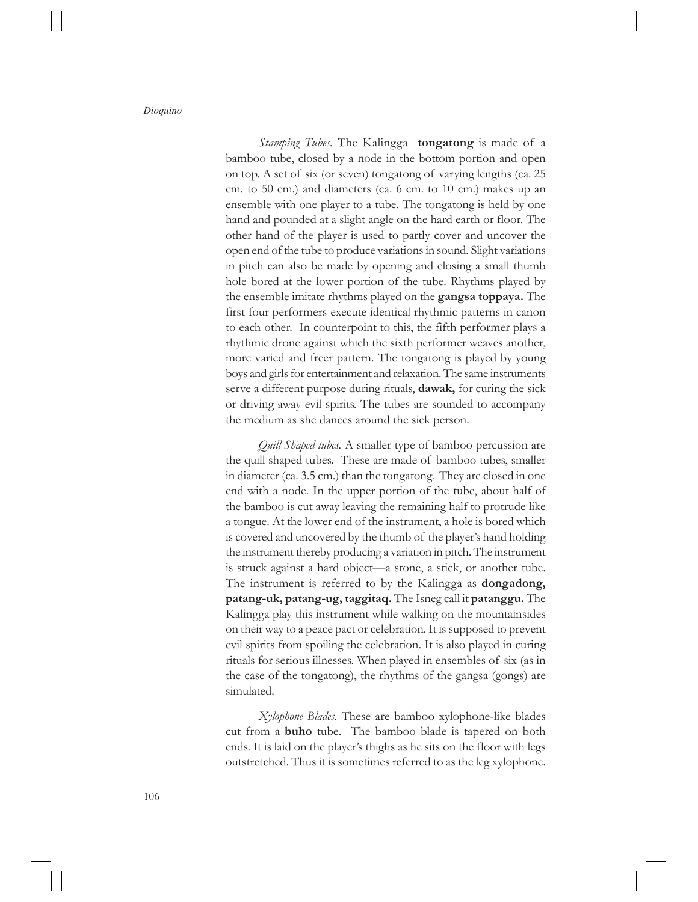*Stamping Tubes*. The Kalingga **tongatong** is made of a bamboo tube, closed by a node in the bottom portion and open on top. A set of six (or seven) tongatong of varying lengths (ca. 25 cm. to 50 cm.) and diameters (ca. 6 cm. to 10 cm.) makes up an ensemble with one player to a tube. The tongatong is held by one hand and pounded at a slight angle on the hard earth or floor. The other hand of the player is used to partly cover and uncover the open end of the tube to produce variations in sound. Slight variations in pitch can also be made by opening and closing a small thumb hole bored at the lower portion of the tube. Rhythms played by the ensemble imitate rhythms played on the **gangsa toppaya.** The first four performers execute identical rhythmic patterns in canon to each other. In counterpoint to this, the fifth performer plays a rhythmic drone against which the sixth performer weaves another, more varied and freer pattern. The tongatong is played by young boys and girls for entertainment and relaxation. The same instruments serve a different purpose during rituals, **dawak,** for curing the sick or driving away evil spirits. The tubes are sounded to accompany the medium as she dances around the sick person.

*Quill Shaped tubes*. A smaller type of bamboo percussion are the quill shaped tubes. These are made of bamboo tubes, smaller in diameter (ca. 3.5 cm.) than the tongatong. They are closed in one end with a node. In the upper portion of the tube, about half of the bamboo is cut away leaving the remaining half to protrude like a tongue. At the lower end of the instrument, a hole is bored which is covered and uncovered by the thumb of the player's hand holding the instrument thereby producing a variation in pitch. The instrument is struck against a hard object—a stone, a stick, or another tube. The instrument is referred to by the Kalingga as **dongadong, patang-uk, patang-ug, taggitaq.** The Isneg call it **patanggu.** The Kalingga play this instrument while walking on the mountainsides on their way to a peace pact or celebration. It is supposed to prevent evil spirits from spoiling the celebration. It is also played in curing rituals for serious illnesses. When played in ensembles of six (as in the case of the tongatong), the rhythms of the gangsa (gongs) are simulated.

*Xylophone Blades*. These are bamboo xylophone-like blades cut from a **buho** tube. The bamboo blade is tapered on both ends. It is laid on the player's thighs as he sits on the floor with legs outstretched. Thus it is sometimes referred to as the leg xylophone.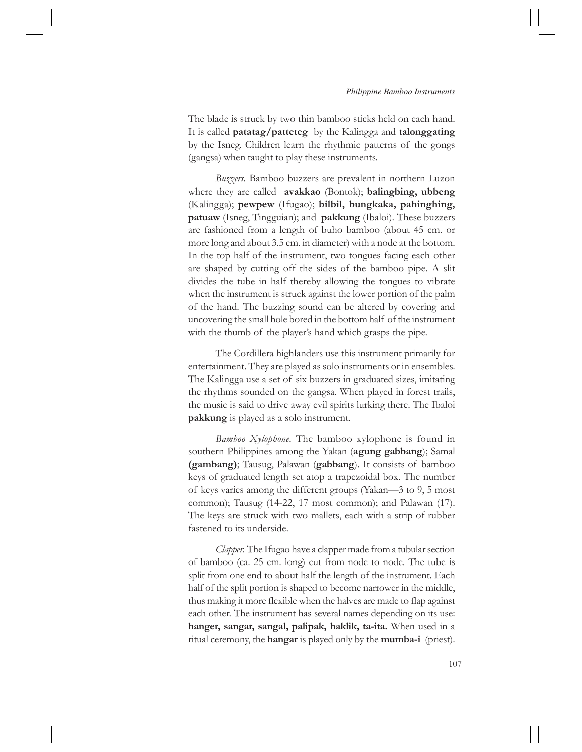The blade is struck by two thin bamboo sticks held on each hand. It is called **patatag/patteteg** by the Kalingga and **talonggating** by the Isneg. Children learn the rhythmic patterns of the gongs (gangsa) when taught to play these instruments.

*Buzzers*. Bamboo buzzers are prevalent in northern Luzon where they are called **avakkao** (Bontok); **balingbing, ubbeng** (Kalingga); **pewpew** (Ifugao); **bilbil, bungkaka, pahinghing, patuaw** (Isneg, Tingguian); and **pakkung** (Ibaloi). These buzzers are fashioned from a length of buho bamboo (about 45 cm. or more long and about 3.5 cm. in diameter) with a node at the bottom. In the top half of the instrument, two tongues facing each other are shaped by cutting off the sides of the bamboo pipe. A slit divides the tube in half thereby allowing the tongues to vibrate when the instrument is struck against the lower portion of the palm of the hand. The buzzing sound can be altered by covering and uncovering the small hole bored in the bottom half of the instrument with the thumb of the player's hand which grasps the pipe.

The Cordillera highlanders use this instrument primarily for entertainment. They are played as solo instruments or in ensembles. The Kalingga use a set of six buzzers in graduated sizes, imitating the rhythms sounded on the gangsa. When played in forest trails, the music is said to drive away evil spirits lurking there. The Ibaloi **pakkung** is played as a solo instrument.

*Bamboo Xylophone*. The bamboo xylophone is found in southern Philippines among the Yakan (**agung gabbang**); Samal **(gambang)**; Tausug, Palawan (**gabbang**). It consists of bamboo keys of graduated length set atop a trapezoidal box. The number of keys varies among the different groups (Yakan—3 to 9, 5 most common); Tausug (14-22, 17 most common); and Palawan (17). The keys are struck with two mallets, each with a strip of rubber fastened to its underside.

*Clapper*. The Ifugao have a clapper made from a tubular section of bamboo (ca. 25 cm. long) cut from node to node. The tube is split from one end to about half the length of the instrument. Each half of the split portion is shaped to become narrower in the middle, thus making it more flexible when the halves are made to flap against each other. The instrument has several names depending on its use: **hanger, sangar, sangal, palipak, haklik, ta-ita.** When used in a ritual ceremony, the **hangar** is played only by the **mumba-i** (priest).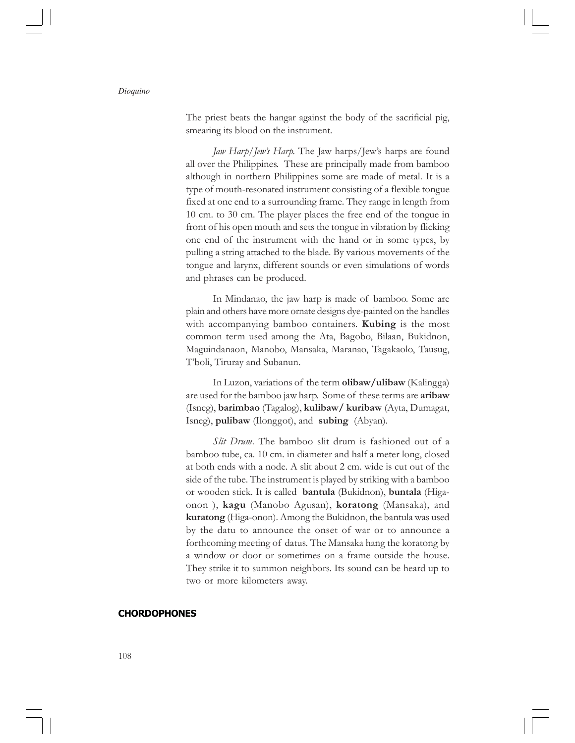The priest beats the hangar against the body of the sacrificial pig, smearing its blood on the instrument.

*Jaw Harp/Jew's Harp*. The Jaw harps/Jew's harps are found all over the Philippines. These are principally made from bamboo although in northern Philippines some are made of metal. It is a type of mouth-resonated instrument consisting of a flexible tongue fixed at one end to a surrounding frame. They range in length from 10 cm. to 30 cm. The player places the free end of the tongue in front of his open mouth and sets the tongue in vibration by flicking one end of the instrument with the hand or in some types, by pulling a string attached to the blade. By various movements of the tongue and larynx, different sounds or even simulations of words and phrases can be produced.

In Mindanao, the jaw harp is made of bamboo. Some are plain and others have more ornate designs dye-painted on the handles with accompanying bamboo containers. **Kubing** is the most common term used among the Ata, Bagobo, Bilaan, Bukidnon, Maguindanaon, Manobo, Mansaka, Maranao, Tagakaolo, Tausug, T"boli, Tiruray and Subanun.

In Luzon, variations of the term **olibaw/ulibaw** (Kalingga) are used for the bamboo jaw harp. Some of these terms are **aribaw** (Isneg), **barimbao** (Tagalog), **kulibaw/ kuribaw** (Ayta, Dumagat, Isneg), **pulibaw** (Ilonggot), and **subing** (Abyan).

*Slit Drum*. The bamboo slit drum is fashioned out of a bamboo tube, ca. 10 cm. in diameter and half a meter long, closed at both ends with a node. A slit about 2 cm. wide is cut out of the side of the tube. The instrument is played by striking with a bamboo or wooden stick. It is called **bantula** (Bukidnon), **buntala** (Higa-onon ), **kagu** (Manobo Agusan), **koratong** (Mansaka), and **kuratong** (Higa-onon). Among the Bukidnon, the bantula was used by the datu to announce the onset of war or to announce a forthcoming meeting of datus. The Mansaka hang the koratong by a window or door or sometimes on a frame outside the house. They strike it to summon neighbors. Its sound can be heard up to two or more kilometers away.

## CHORDOPHONES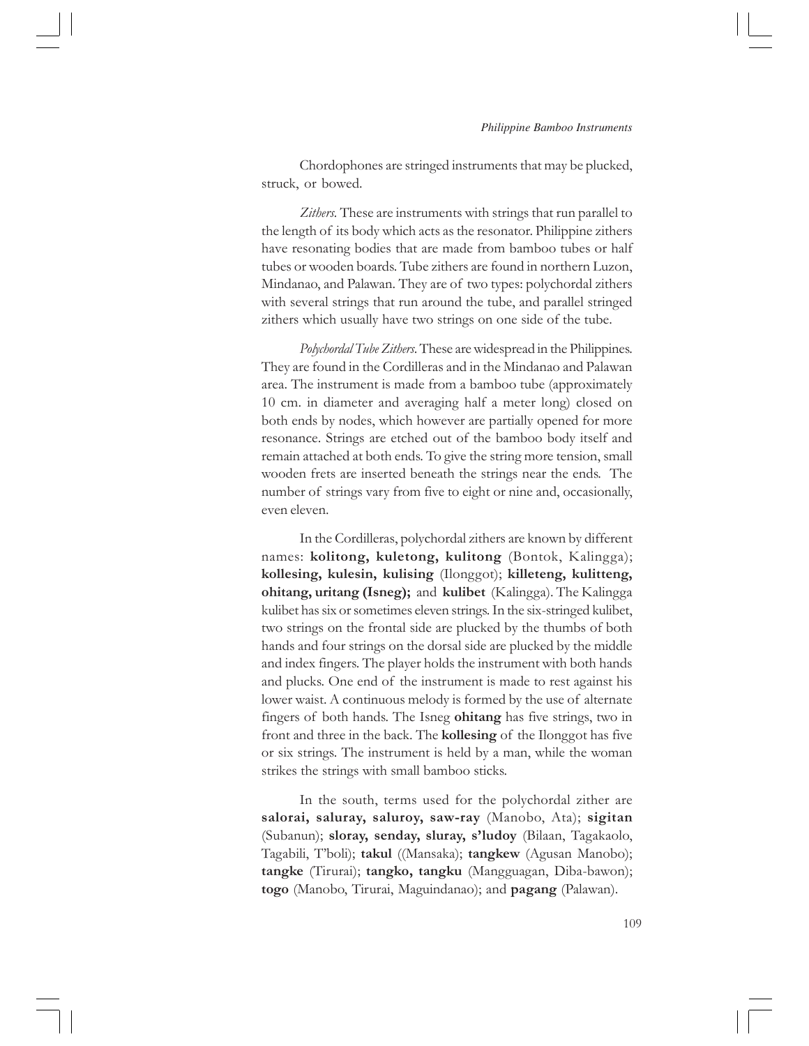Chordophones are stringed instruments that may be plucked, struck, or bowed.

*Zithers.* These are instruments with strings that run parallel to the length of its body which acts as the resonator. Philippine zithers have resonating bodies that are made from bamboo tubes or half tubes or wooden boards. Tube zithers are found in northern Luzon, Mindanao, and Palawan. They are of two types: polychordal zithers with several strings that run around the tube, and parallel stringed zithers which usually have two strings on one side of the tube.

*Polychordal Tube Zithers.* These are widespread in the Philippines. They are found in the Cordilleras and in the Mindanao and Palawan area. The instrument is made from a bamboo tube (approximately 10 cm. in diameter and averaging half a meter long) closed on both ends by nodes, which however are partially opened for more resonance. Strings are etched out of the bamboo body itself and remain attached at both ends. To give the string more tension, small wooden frets are inserted beneath the strings near the ends. The number of strings vary from five to eight or nine and, occasionally, even eleven.

In the Cordilleras, polychordal zithers are known by different names: **kolitong, kuletong, kulitong** (Bontok, Kalingga); **kollesing, kulesin, kulising** (Ilonggot); **killeteng, kulitteng, ohitang, uritang (Isneg);** and **kulibet** (Kalingga). The Kalingga kulibet has six or sometimes eleven strings. In the six-stringed kulibet, two strings on the frontal side are plucked by the thumbs of both hands and four strings on the dorsal side are plucked by the middle and index fingers. The player holds the instrument with both hands and plucks. One end of the instrument is made to rest against his lower waist. A continuous melody is formed by the use of alternate fingers of both hands. The Isneg **ohitang** has five strings, two in front and three in the back. The **kollesing** of the Ilonggot has five or six strings. The instrument is held by a man, while the woman strikes the strings with small bamboo sticks.

In the south, terms used for the polychordal zither are **salorai, saluray, saluroy, saw-ray** (Manobo, Ata); **sigitan** (Subanun); **sloray, senday, sluray, s'ludoy** (Bilaan, Tagakaolo, Tagabili, T'boli); **takul** ((Mansaka); **tangkew** (Agusan Manobo); **tangke** (Tirurai); **tangko, tangku** (Mangguagan, Diba-bawon); **togo** (Manobo, Tirurai, Maguindanao); and **pagang** (Palawan).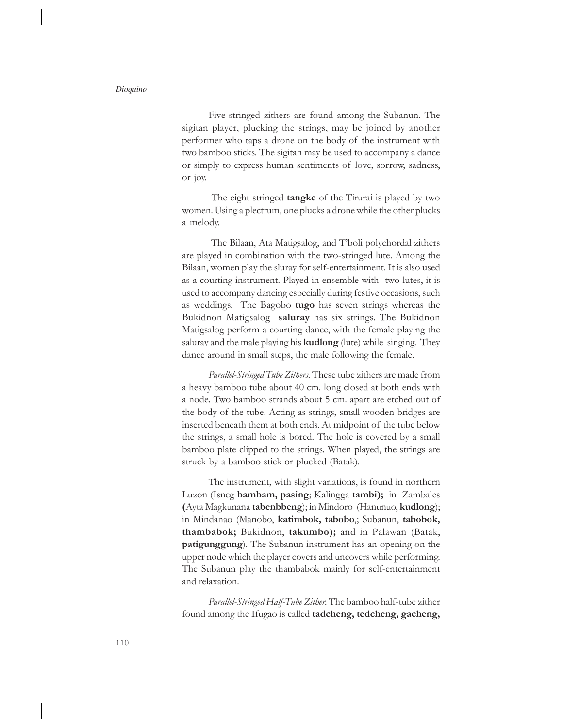Five-stringed zithers are found among the Subanun. The sigitan player, plucking the strings, may be joined by another performer who taps a drone on the body of the instrument with two bamboo sticks. The sigitan may be used to accompany a dance or simply to express human sentiments of love, sorrow, sadness, or joy.

The eight stringed **tangke** of the Tirurai is played by two women. Using a plectrum, one plucks a drone while the other plucks a melody.

The Bilaan, Ata Matigsalog, and T'boli polychordal zithers are played in combination with the two-stringed lute. Among the Bilaan, women play the sluray for self-entertainment. It is also used as a courting instrument. Played in ensemble with two lutes, it is used to accompany dancing especially during festive occasions, such as weddings. The Bagobo **tugo** has seven strings whereas the Bukidnon Matigsalog **saluray** has six strings. The Bukidnon Matigsalog perform a courting dance, with the female playing the saluray and the male playing his **kudlong** (lute) while singing. They dance around in small steps, the male following the female.

*Parallel-Stringed Tube Zithers*. These tube zithers are made from a heavy bamboo tube about 40 cm. long closed at both ends with a node. Two bamboo strands about 5 cm. apart are etched out of the body of the tube. Acting as strings, small wooden bridges are inserted beneath them at both ends. At midpoint of the tube below the strings, a small hole is bored. The hole is covered by a small bamboo plate clipped to the strings. When played, the strings are struck by a bamboo stick or plucked (Batak).

The instrument, with slight variations, is found in northern Luzon (Isneg **bambam, pasing**; Kalingga **tambi);** in Zambales **(**Ayta Magkunana **tabenbbeng**); in Mindoro (Hanunuo, **kudlong**); in Mindanao (Manobo, **katimbok, tabobo**,; Subanun, **tabobok, thambabok;** Bukidnon, **takumbo);** and in Palawan (Batak, **patigunggung**). The Subanun instrument has an opening on the upper node which the player covers and uncovers while performing. The Subanun play the thambabok mainly for self-entertainment and relaxation.

*Parallel-Stringed Half-Tube Zither*. The bamboo half-tube zither found among the Ifugao is called **tadcheng, tedcheng, gacheng,**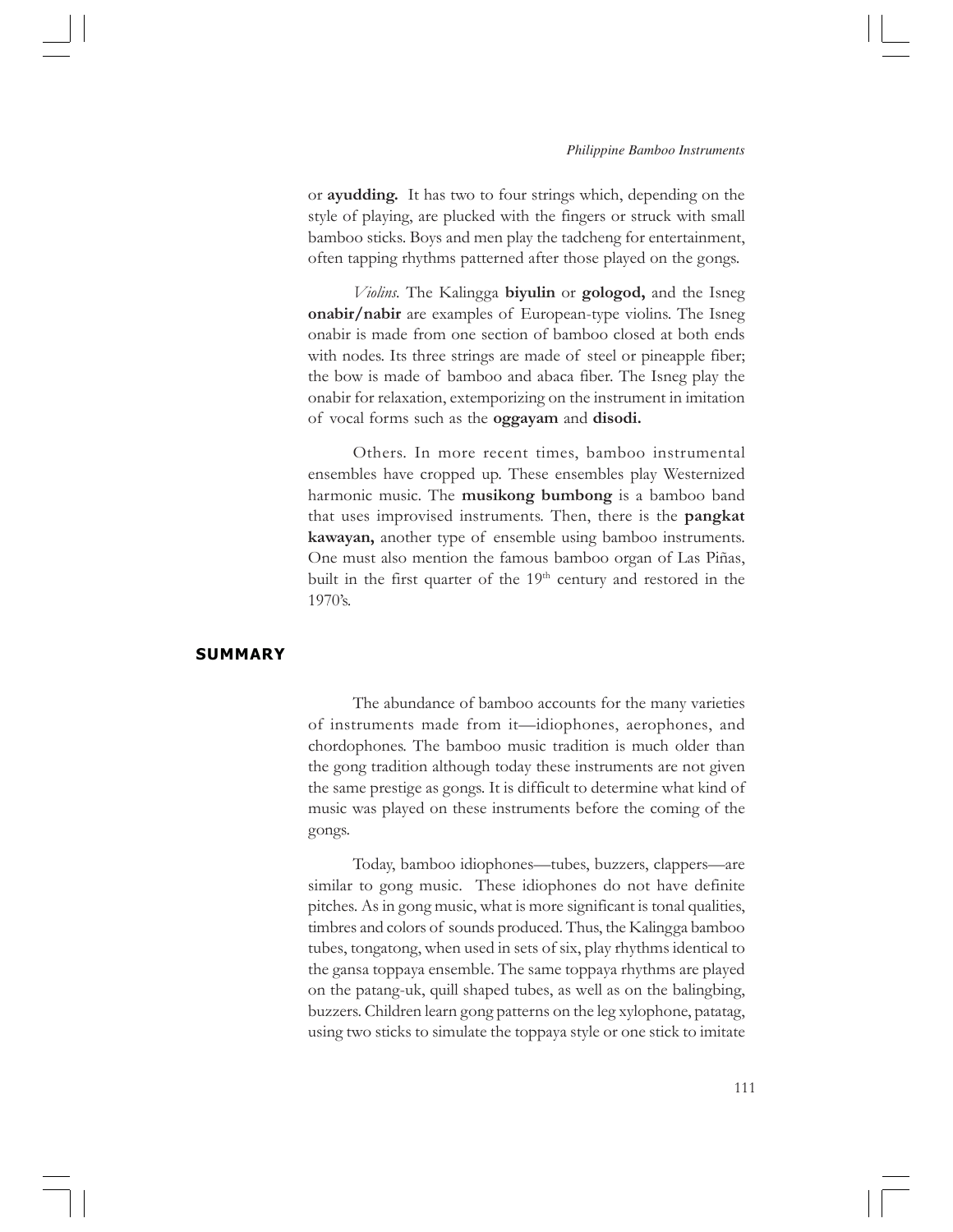or **ayudding.** It has two to four strings which, depending on the style of playing, are plucked with the fingers or struck with small bamboo sticks. Boys and men play the tadcheng for entertainment, often tapping rhythms patterned after those played on the gongs.

*Violins.* The Kalingga **biyulin** or **gologod,** and the Isneg **onabir/nabir** are examples of European-type violins. The Isneg onabir is made from one section of bamboo closed at both ends with nodes. Its three strings are made of steel or pineapple fiber; the bow is made of bamboo and abaca fiber. The Isneg play the onabir for relaxation, extemporizing on the instrument in imitation of vocal forms such as the **oggayam** and **disodi.**

Others. In more recent times, bamboo instrumental ensembles have cropped up. These ensembles play Westernized harmonic music. The **musikong bumbong** is a bamboo band that uses improvised instruments. Then, there is the **pangkat kawayan,** another type of ensemble using bamboo instruments. One must also mention the famous bamboo organ of Las Piñas, built in the first quarter of the 19th century and restored in the 1970's.

## SUMMARY

The abundance of bamboo accounts for the many varieties of instruments made from it—idiophones, aerophones, and chordophones. The bamboo music tradition is much older than the gong tradition although today these instruments are not given the same prestige as gongs. It is difficult to determine what kind of music was played on these instruments before the coming of the gongs.

Today, bamboo idiophones—tubes, buzzers, clappers—are similar to gong music. These idiophones do not have definite pitches. As in gong music, what is more significant is tonal qualities, timbres and colors of sounds produced. Thus, the Kalingga bamboo tubes, tongatong, when used in sets of six, play rhythms identical to the gansa toppaya ensemble. The same toppaya rhythms are played on the patang-uk, quill shaped tubes, as well as on the balingbing, buzzers. Children learn gong patterns on the leg xylophone, patatag, using two sticks to simulate the toppaya style or one stick to imitate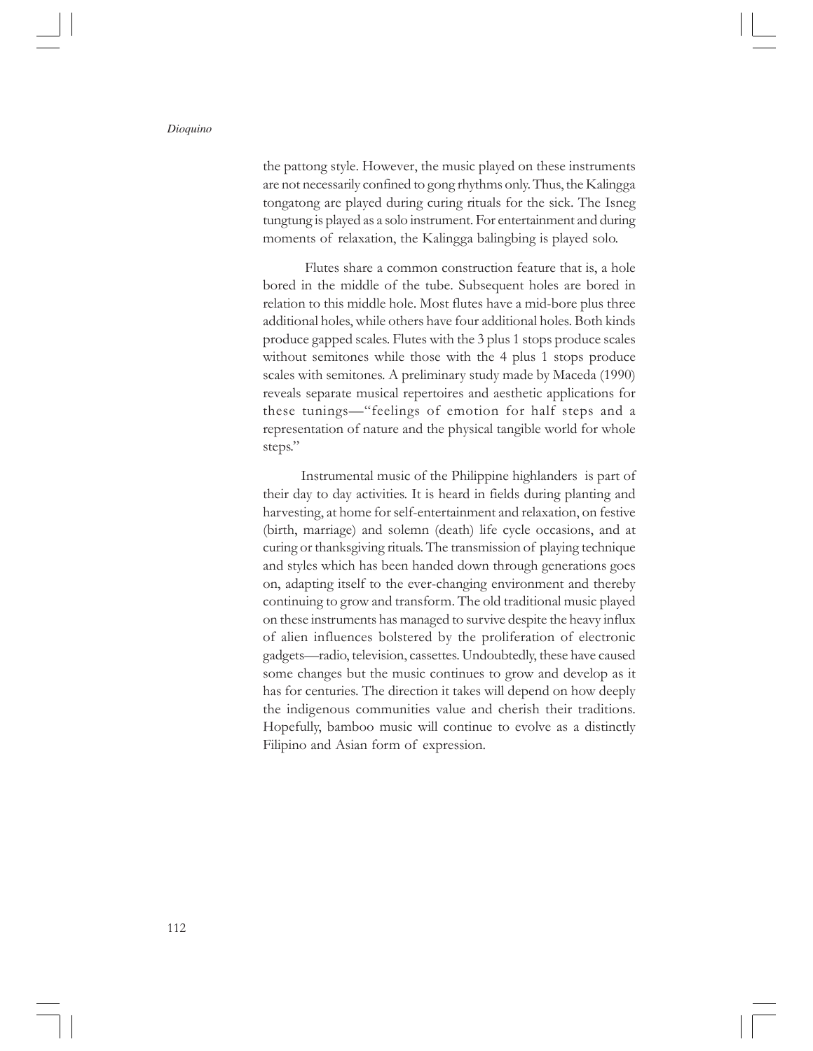the pattong style. However, the music played on these instruments are not necessarily confined to gong rhythms only. Thus, the Kalingga tongatong are played during curing rituals for the sick. The Isneg tungtung is played as a solo instrument. For entertainment and during moments of relaxation, the Kalingga balingbing is played solo.

Flutes share a common construction feature that is, a hole bored in the middle of the tube. Subsequent holes are bored in relation to this middle hole. Most flutes have a mid-bore plus three additional holes, while others have four additional holes. Both kinds produce gapped scales. Flutes with the 3 plus 1 stops produce scales without semitones while those with the 4 plus 1 stops produce scales with semitones. A preliminary study made by Maceda (1990) reveals separate musical repertoires and aesthetic applications for these tunings—"feelings of emotion for half steps and a representation of nature and the physical tangible world for whole steps."

Instrumental music of the Philippine highlanders is part of their day to day activities. It is heard in fields during planting and harvesting, at home for self-entertainment and relaxation, on festive (birth, marriage) and solemn (death) life cycle occasions, and at curing or thanksgiving rituals. The transmission of playing technique and styles which has been handed down through generations goes on, adapting itself to the ever-changing environment and thereby continuing to grow and transform. The old traditional music played on these instruments has managed to survive despite the heavy influx of alien influences bolstered by the proliferation of electronic gadgets—radio, television, cassettes. Undoubtedly, these have caused some changes but the music continues to grow and develop as it has for centuries. The direction it takes will depend on how deeply the indigenous communities value and cherish their traditions. Hopefully, bamboo music will continue to evolve as a distinctly Filipino and Asian form of expression.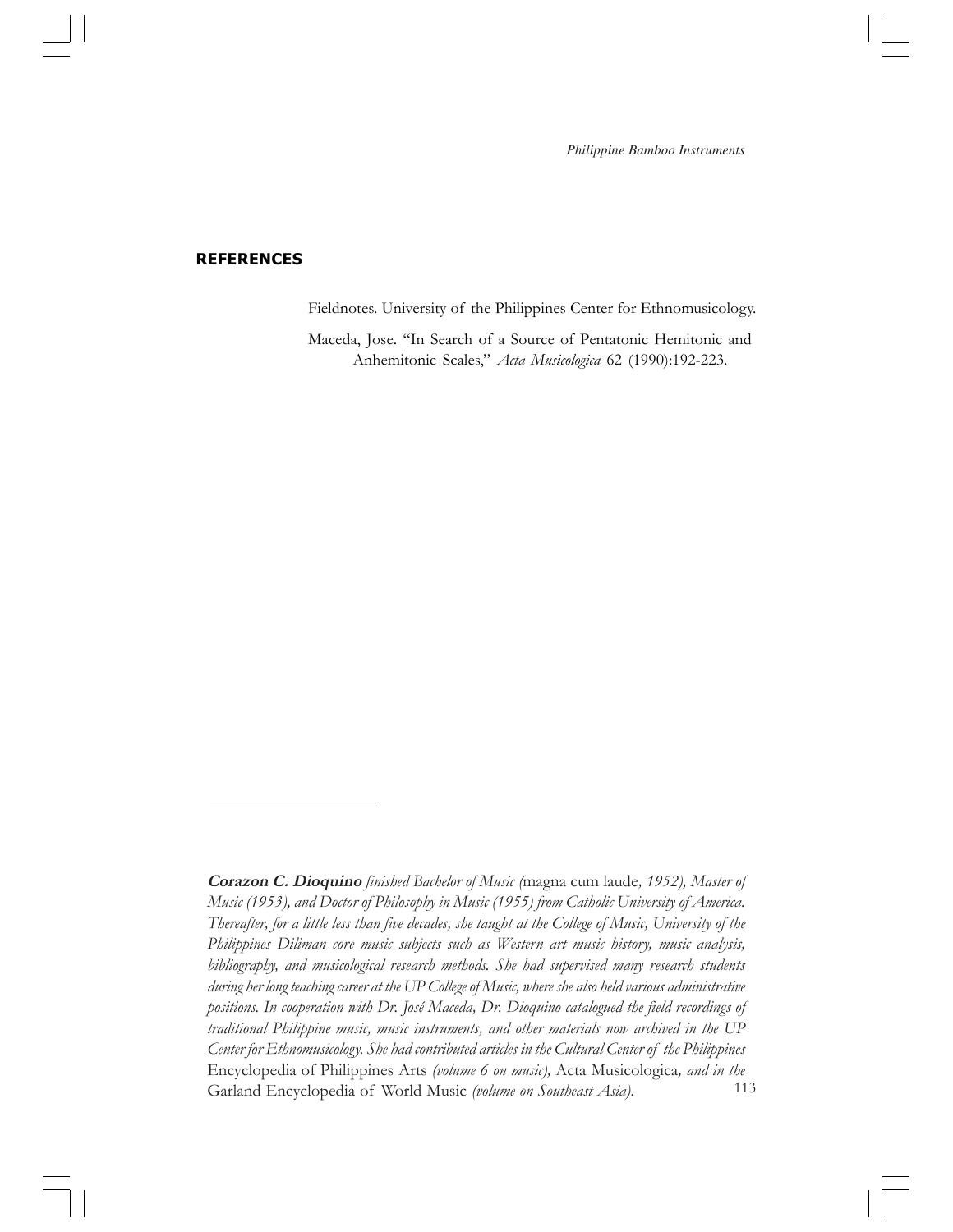## REFERENCES

Fieldnotes. University of the Philippines Center for Ethnomusicology.

Maceda, Jose. "In Search of a Source of Pentatonic Hemitonic and Anhemitonic Scales," *Acta Musicologica* 62 (1990):192-223.

---

***Corazon C. Dioquino** finished Bachelor of Music (*magna cum laude*, 1952), Master of Music (1953), and Doctor of Philosophy in Music (1955) from Catholic University of America. Thereafter, for a little less than five decades, she taught at the College of Music, University of the Philippines Diliman core music subjects such as Western art music history, music analysis, bibliography, and musicological research methods. She had supervised many research students during her long teaching career at the UP College of Music, where she also held various administrative positions. In cooperation with Dr. José Maceda, Dr. Dioquino catalogued the field recordings of traditional Philippine music, music instruments, and other materials now archived in the UP Center for Ethnomusicology. She had contributed articles in the Cultural Center of the Philippines* Encyclopedia of Philippines Arts *(volume 6 on music),* Acta Musicologica*, and in the* Garland Encyclopedia of World Music *(volume on Southeast Asia).*